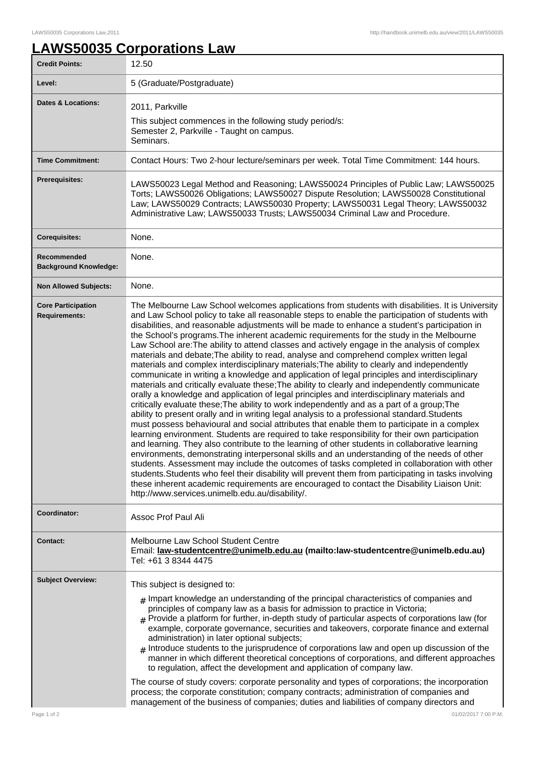# LAWS50035 Corporations Law

| | |
|---|---|
| **Credit Points:** | 12.50 |
| **Level:** | 5 (Graduate/Postgraduate) |
| **Dates & Locations:** | 2011, Parkville<br>This subject commences in the following study period/s:<br>Semester 2, Parkville - Taught on campus.<br>Seminars. |
| **Time Commitment:** | Contact Hours: Two 2-hour lecture/seminars per week. Total Time Commitment: 144 hours. |
| **Prerequisites:** | LAWS50023 Legal Method and Reasoning; LAWS50024 Principles of Public Law; LAWS50025 Torts; LAWS50026 Obligations; LAWS50027 Dispute Resolution; LAWS50028 Constitutional Law; LAWS50029 Contracts; LAWS50030 Property; LAWS50031 Legal Theory; LAWS50032 Administrative Law; LAWS50033 Trusts; LAWS50034 Criminal Law and Procedure. |
| **Corequisites:** | None. |
| **Recommended Background Knowledge:** | None. |
| **Non Allowed Subjects:** | None. |
| **Core Participation Requirements:** | The Melbourne Law School welcomes applications from students with disabilities. It is University and Law School policy to take all reasonable steps to enable the participation of students with disabilities, and reasonable adjustments will be made to enhance a student's participation in the School's programs.The inherent academic requirements for the study in the Melbourne Law School are:The ability to attend classes and actively engage in the analysis of complex materials and debate;The ability to read, analyse and comprehend complex written legal materials and complex interdisciplinary materials;The ability to clearly and independently communicate in writing a knowledge and application of legal principles and interdisciplinary materials and critically evaluate these;The ability to clearly and independently communicate orally a knowledge and application of legal principles and interdisciplinary materials and critically evaluate these;The ability to work independently and as a part of a group;The ability to present orally and in writing legal analysis to a professional standard.Students must possess behavioural and social attributes that enable them to participate in a complex learning environment. Students are required to take responsibility for their own participation and learning. They also contribute to the learning of other students in collaborative learning environments, demonstrating interpersonal skills and an understanding of the needs of other students. Assessment may include the outcomes of tasks completed in collaboration with other students.Students who feel their disability will prevent them from participating in tasks involving these inherent academic requirements are encouraged to contact the Disability Liaison Unit: http://www.services.unimelb.edu.au/disability/. |
| **Coordinator:** | Assoc Prof Paul Ali |
| **Contact:** | Melbourne Law School Student Centre<br>Email: **law-studentcentre@unimelb.edu.au (mailto:law-studentcentre@unimelb.edu.au)**<br>Tel: +61 3 8344 4475 |
| **Subject Overview:** | This subject is designed to:<br># Impart knowledge an understanding of the principal characteristics of companies and principles of company law as a basis for admission to practice in Victoria;<br># Provide a platform for further, in-depth study of particular aspects of corporations law (for example, corporate governance, securities and takeovers, corporate finance and external administration) in later optional subjects;<br># Introduce students to the jurisprudence of corporations law and open up discussion of the manner in which different theoretical conceptions of corporations, and different approaches to regulation, affect the development and application of company law.<br>The course of study covers: corporate personality and types of corporations; the incorporation process; the corporate constitution; company contracts; administration of companies and management of the business of companies; duties and liabilities of company directors and |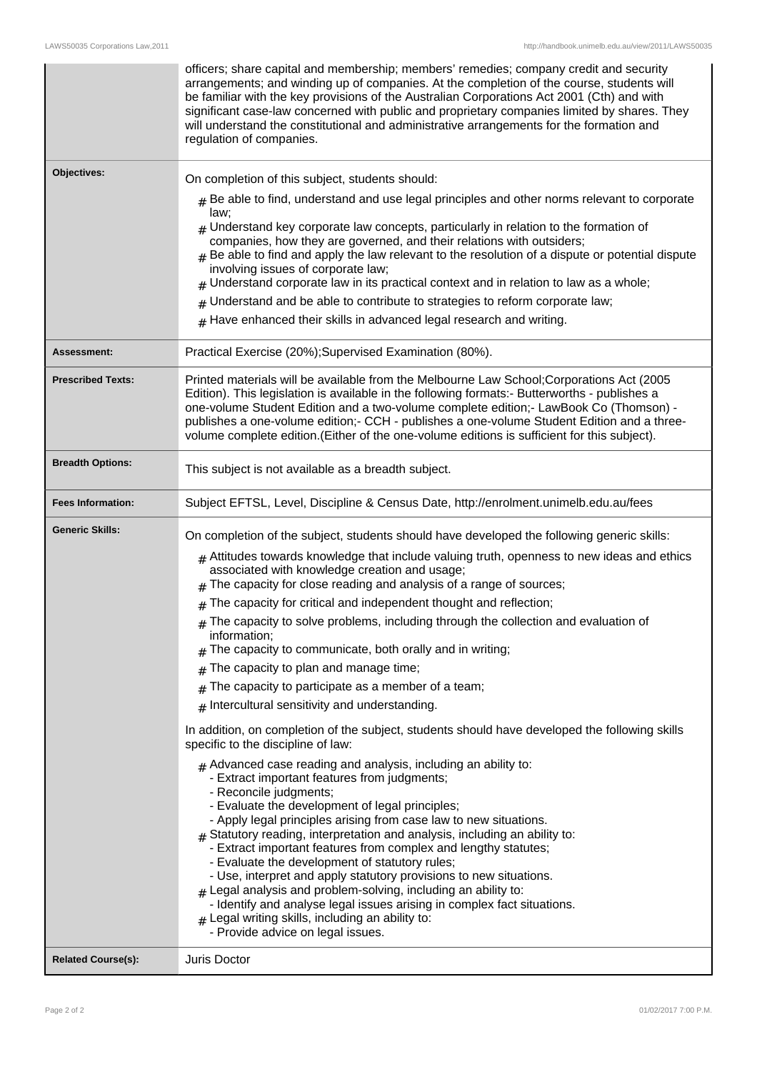| | |
|---|---|
| | officers; share capital and membership; members' remedies; company credit and security arrangements; and winding up of companies. At the completion of the course, students will be familiar with the key provisions of the Australian Corporations Act 2001 (Cth) and with significant case-law concerned with public and proprietary companies limited by shares. They will understand the constitutional and administrative arrangements for the formation and regulation of companies. |
| **Objectives:** | On completion of this subject, students should:<br># Be able to find, understand and use legal principles and other norms relevant to corporate law;<br># Understand key corporate law concepts, particularly in relation to the formation of companies, how they are governed, and their relations with outsiders;<br># Be able to find and apply the law relevant to the resolution of a dispute or potential dispute involving issues of corporate law;<br># Understand corporate law in its practical context and in relation to law as a whole;<br># Understand and be able to contribute to strategies to reform corporate law;<br># Have enhanced their skills in advanced legal research and writing. |
| **Assessment:** | Practical Exercise (20%);Supervised Examination (80%). |
| **Prescribed Texts:** | Printed materials will be available from the Melbourne Law School;Corporations Act (2005 Edition). This legislation is available in the following formats:- Butterworths - publishes a one-volume Student Edition and a two-volume complete edition;- LawBook Co (Thomson) - publishes a one-volume edition;- CCH - publishes a one-volume Student Edition and a three-volume complete edition.(Either of the one-volume editions is sufficient for this subject). |
| **Breadth Options:** | This subject is not available as a breadth subject. |
| **Fees Information:** | Subject EFTSL, Level, Discipline & Census Date, http://enrolment.unimelb.edu.au/fees |
| **Generic Skills:** | On completion of the subject, students should have developed the following generic skills:<br># Attitudes towards knowledge that include valuing truth, openness to new ideas and ethics associated with knowledge creation and usage;<br># The capacity for close reading and analysis of a range of sources;<br># The capacity for critical and independent thought and reflection;<br># The capacity to solve problems, including through the collection and evaluation of information;<br># The capacity to communicate, both orally and in writing;<br># The capacity to plan and manage time;<br># The capacity to participate as a member of a team;<br># Intercultural sensitivity and understanding.<br><br>In addition, on completion of the subject, students should have developed the following skills specific to the discipline of law:<br># Advanced case reading and analysis, including an ability to:<br>- Extract important features from judgments;<br>- Reconcile judgments;<br>- Evaluate the development of legal principles;<br>- Apply legal principles arising from case law to new situations.<br># Statutory reading, interpretation and analysis, including an ability to:<br>- Extract important features from complex and lengthy statutes;<br>- Evaluate the development of statutory rules;<br>- Use, interpret and apply statutory provisions to new situations.<br># Legal analysis and problem-solving, including an ability to:<br>- Identify and analyse legal issues arising in complex fact situations.<br># Legal writing skills, including an ability to:<br>- Provide advice on legal issues. |
| **Related Course(s):** | Juris Doctor |